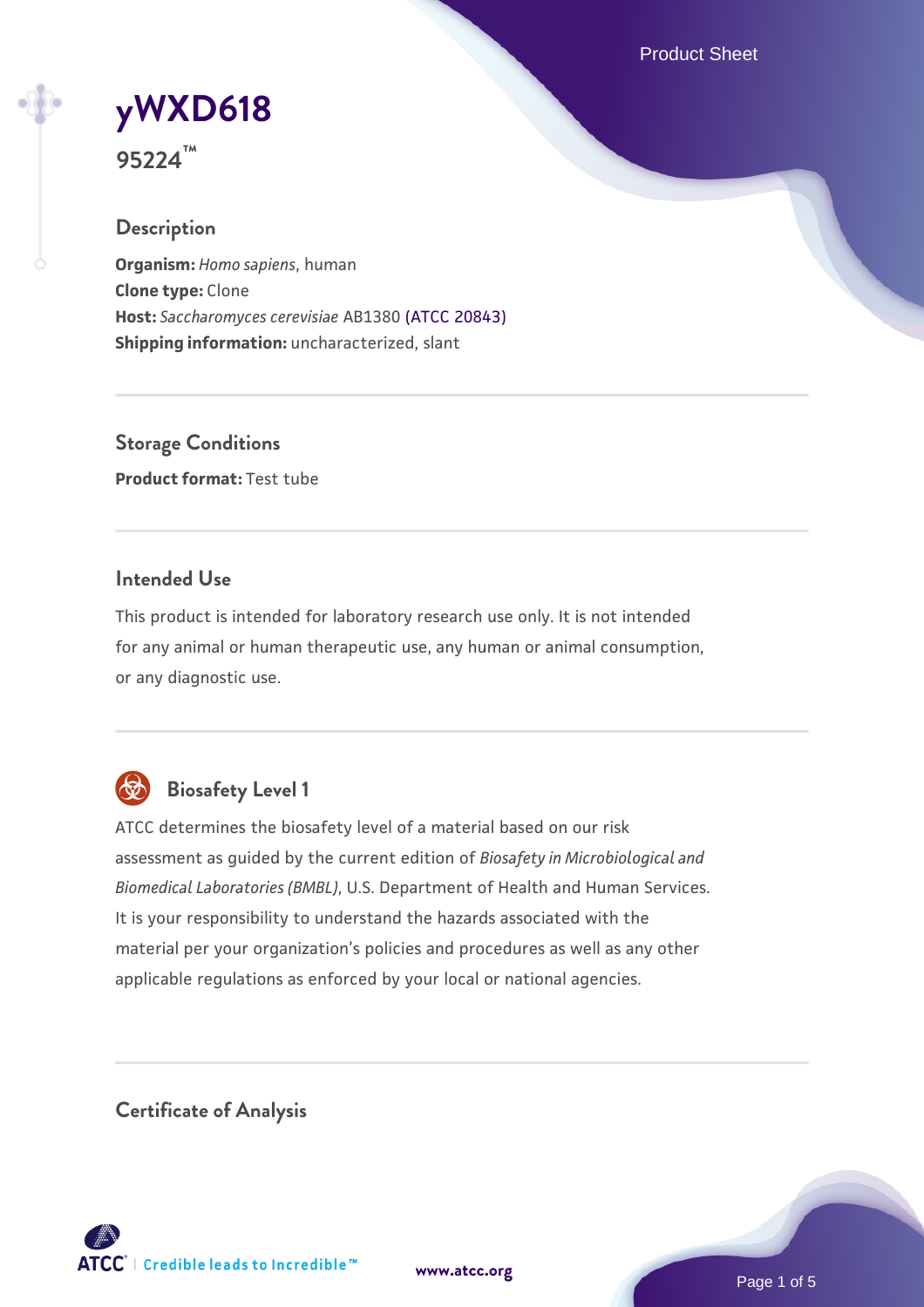# yWXD618

**95224™**

## Description

**Organism:** *Homo sapiens*, human
**Clone type:** Clone
**Host:** *Saccharomyces cerevisiae* AB1380 (ATCC 20843)
**Shipping information:** uncharacterized, slant

## Storage Conditions

**Product format:** Test tube

## Intended Use

This product is intended for laboratory research use only. It is not intended for any animal or human therapeutic use, any human or animal consumption, or any diagnostic use.

## Biosafety Level 1

ATCC determines the biosafety level of a material based on our risk assessment as guided by the current edition of *Biosafety in Microbiological and Biomedical Laboratories (BMBL)*, U.S. Department of Health and Human Services. It is your responsibility to understand the hazards associated with the material per your organization's policies and procedures as well as any other applicable regulations as enforced by your local or national agencies.

## Certificate of Analysis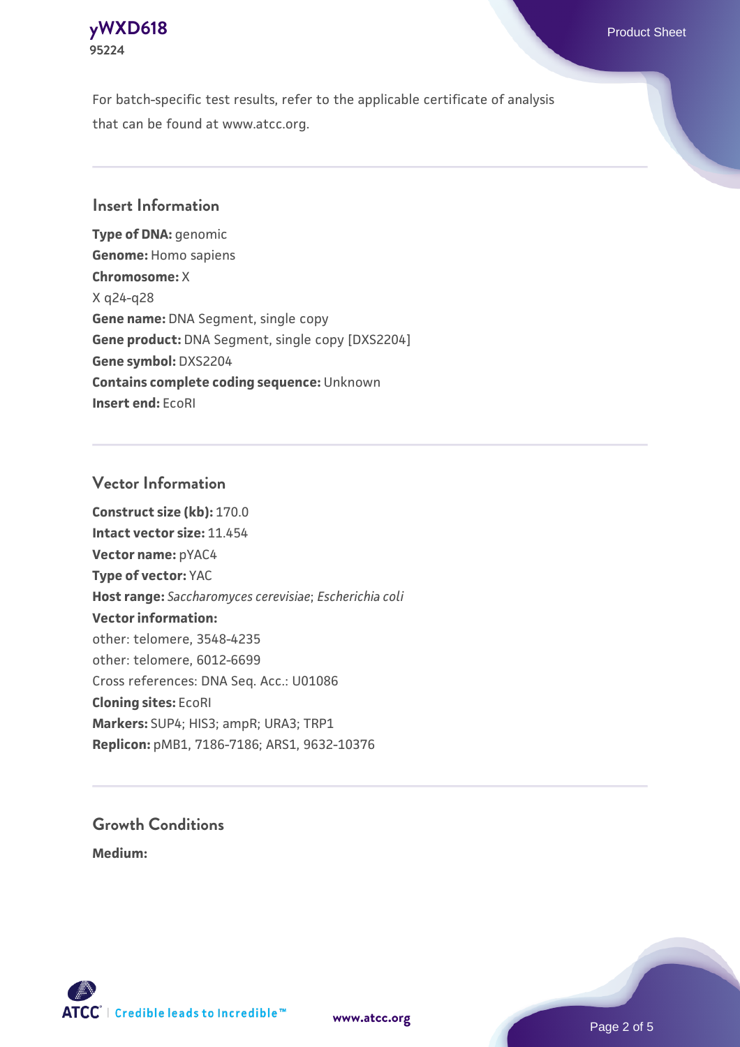For batch-specific test results, refer to the applicable certificate of analysis that can be found at www.atcc.org.

## Insert Information

**Type of DNA:** genomic
**Genome:** Homo sapiens
**Chromosome:** X
X q24-q28
**Gene name:** DNA Segment, single copy
**Gene product:** DNA Segment, single copy [DXS2204]
**Gene symbol:** DXS2204
**Contains complete coding sequence:** Unknown
**Insert end:** EcoRI

## Vector Information

**Construct size (kb):** 170.0
**Intact vector size:** 11.454
**Vector name:** pYAC4
**Type of vector:** YAC
**Host range:** *Saccharomyces cerevisiae*; *Escherichia coli*
**Vector information:**
other: telomere, 3548-4235
other: telomere, 6012-6699
Cross references: DNA Seq. Acc.: U01086
**Cloning sites:** EcoRI
**Markers:** SUP4; HIS3; ampR; URA3; TRP1
**Replicon:** pMB1, 7186-7186; ARS1, 9632-10376

## Growth Conditions

**Medium:**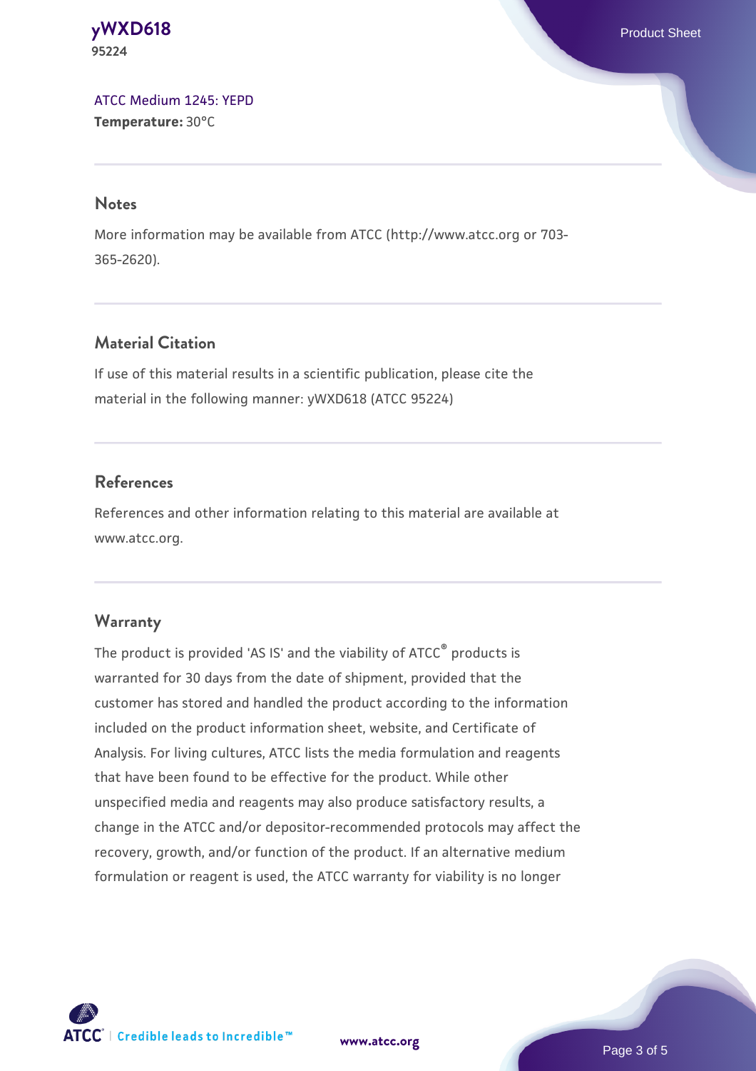ATCC Medium 1245: YEPD
**Temperature:** 30°C

## Notes

More information may be available from ATCC (http://www.atcc.org or 703-365-2620).

## Material Citation

If use of this material results in a scientific publication, please cite the material in the following manner: yWXD618 (ATCC 95224)

## References

References and other information relating to this material are available at www.atcc.org.

## Warranty

The product is provided 'AS IS' and the viability of ATCC® products is warranted for 30 days from the date of shipment, provided that the customer has stored and handled the product according to the information included on the product information sheet, website, and Certificate of Analysis. For living cultures, ATCC lists the media formulation and reagents that have been found to be effective for the product. While other unspecified media and reagents may also produce satisfactory results, a change in the ATCC and/or depositor-recommended protocols may affect the recovery, growth, and/or function of the product. If an alternative medium formulation or reagent is used, the ATCC warranty for viability is no longer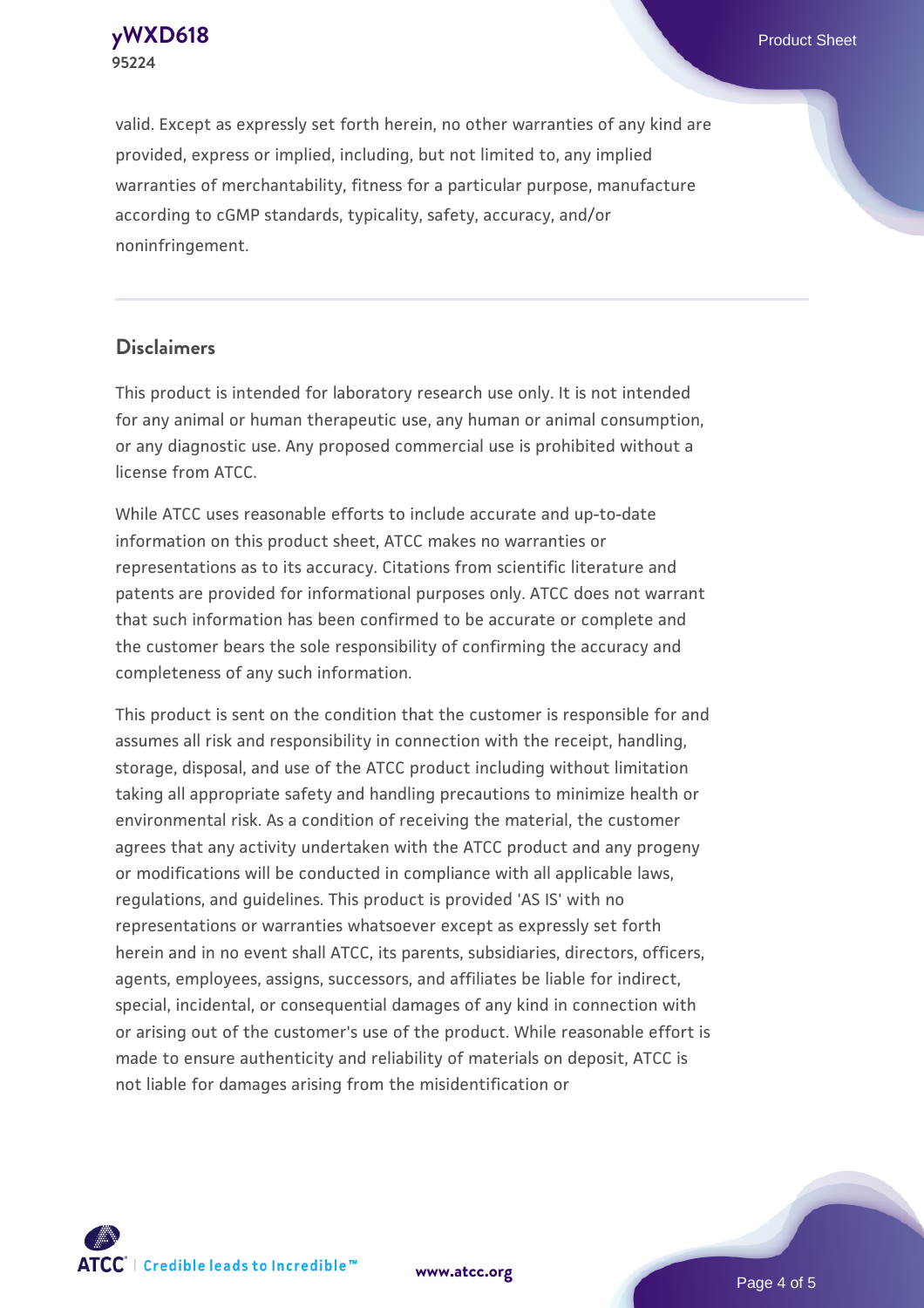valid. Except as expressly set forth herein, no other warranties of any kind are provided, express or implied, including, but not limited to, any implied warranties of merchantability, fitness for a particular purpose, manufacture according to cGMP standards, typicality, safety, accuracy, and/or noninfringement.

## Disclaimers

This product is intended for laboratory research use only. It is not intended for any animal or human therapeutic use, any human or animal consumption, or any diagnostic use. Any proposed commercial use is prohibited without a license from ATCC.

While ATCC uses reasonable efforts to include accurate and up-to-date information on this product sheet, ATCC makes no warranties or representations as to its accuracy. Citations from scientific literature and patents are provided for informational purposes only. ATCC does not warrant that such information has been confirmed to be accurate or complete and the customer bears the sole responsibility of confirming the accuracy and completeness of any such information.

This product is sent on the condition that the customer is responsible for and assumes all risk and responsibility in connection with the receipt, handling, storage, disposal, and use of the ATCC product including without limitation taking all appropriate safety and handling precautions to minimize health or environmental risk. As a condition of receiving the material, the customer agrees that any activity undertaken with the ATCC product and any progeny or modifications will be conducted in compliance with all applicable laws, regulations, and guidelines. This product is provided 'AS IS' with no representations or warranties whatsoever except as expressly set forth herein and in no event shall ATCC, its parents, subsidiaries, directors, officers, agents, employees, assigns, successors, and affiliates be liable for indirect, special, incidental, or consequential damages of any kind in connection with or arising out of the customer's use of the product. While reasonable effort is made to ensure authenticity and reliability of materials on deposit, ATCC is not liable for damages arising from the misidentification or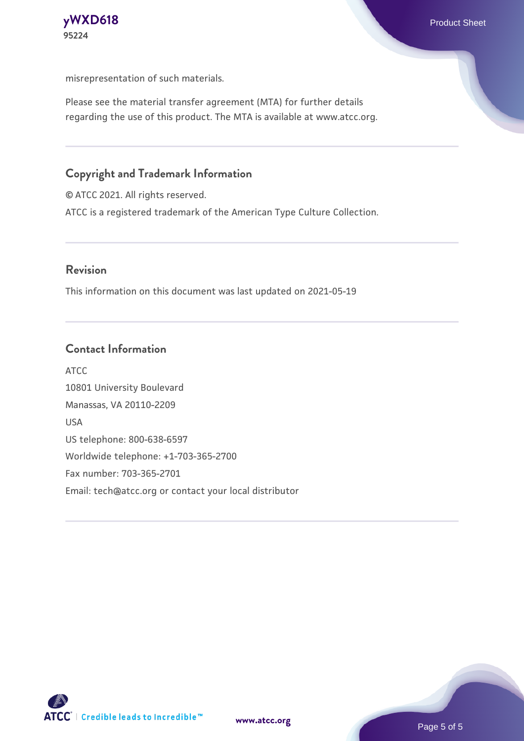misrepresentation of such materials.

Please see the material transfer agreement (MTA) for further details regarding the use of this product. The MTA is available at www.atcc.org.

## Copyright and Trademark Information

© ATCC 2021. All rights reserved.

ATCC is a registered trademark of the American Type Culture Collection.

## Revision

This information on this document was last updated on 2021-05-19

## Contact Information

ATCC
10801 University Boulevard
Manassas, VA 20110-2209
USA
US telephone: 800-638-6597
Worldwide telephone: +1-703-365-2700
Fax number: 703-365-2701
Email: tech@atcc.org or contact your local distributor